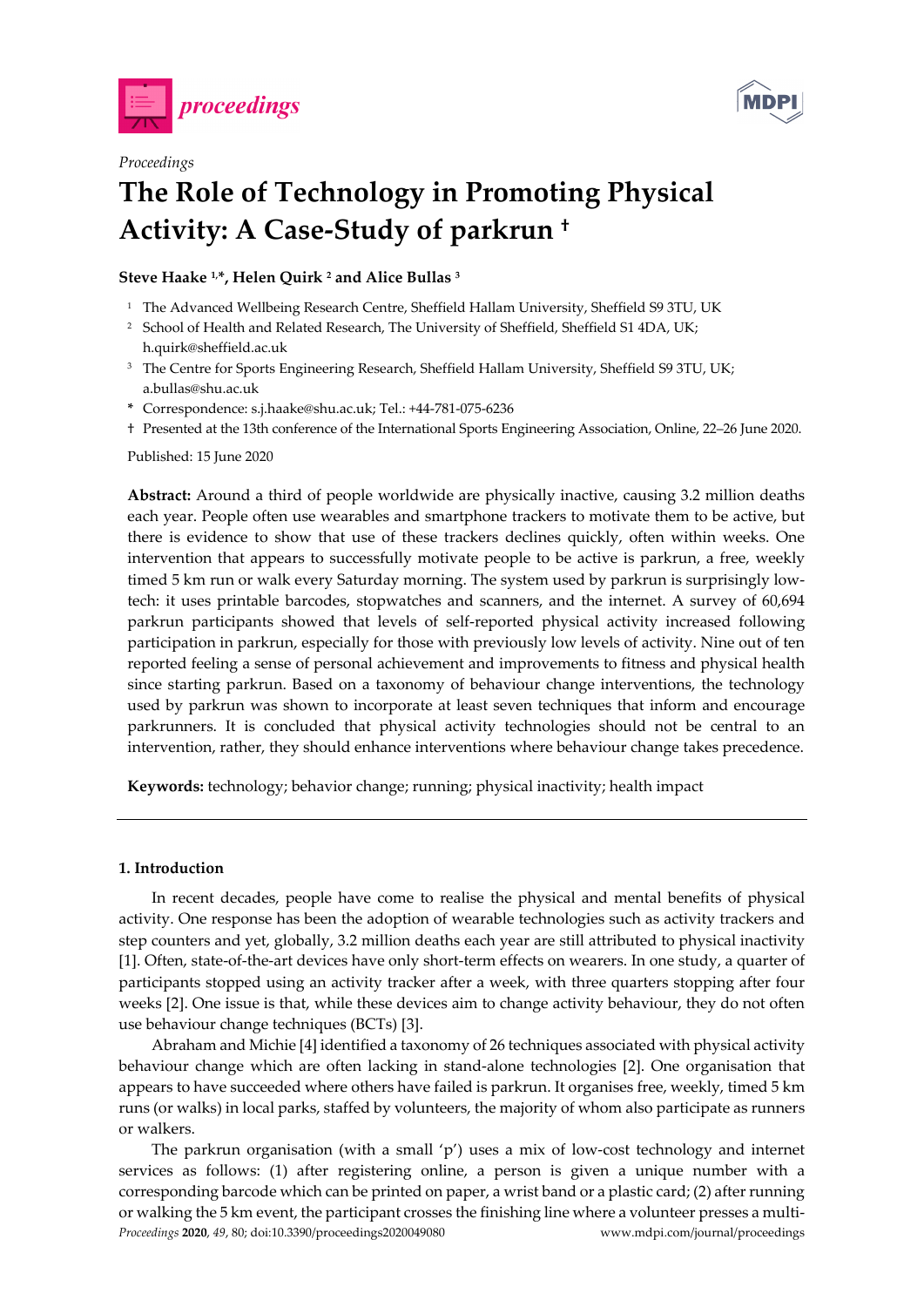*Proceedings*

# The Role of Technology in Promoting Physical Activity: A Case-Study of parkrun †

**Steve Haake [1,*], Helen Quirk [2] and Alice Bullas [3]**

[1] The Advanced Wellbeing Research Centre, Sheffield Hallam University, Sheffield S9 3TU, UK
[2] School of Health and Related Research, The University of Sheffield, Sheffield S1 4DA, UK; h.quirk@sheffield.ac.uk
[3] The Centre for Sports Engineering Research, Sheffield Hallam University, Sheffield S9 3TU, UK; a.bullas@shu.ac.uk
* Correspondence: s.j.haake@shu.ac.uk; Tel.: +44-781-075-6236
† Presented at the 13th conference of the International Sports Engineering Association, Online, 22–26 June 2020.

Published: 15 June 2020

**Abstract:** Around a third of people worldwide are physically inactive, causing 3.2 million deaths each year. People often use wearables and smartphone trackers to motivate them to be active, but there is evidence to show that use of these trackers declines quickly, often within weeks. One intervention that appears to successfully motivate people to be active is parkrun, a free, weekly timed 5 km run or walk every Saturday morning. The system used by parkrun is surprisingly low-tech: it uses printable barcodes, stopwatches and scanners, and the internet. A survey of 60,694 parkrun participants showed that levels of self-reported physical activity increased following participation in parkrun, especially for those with previously low levels of activity. Nine out of ten reported feeling a sense of personal achievement and improvements to fitness and physical health since starting parkrun. Based on a taxonomy of behaviour change interventions, the technology used by parkrun was shown to incorporate at least seven techniques that inform and encourage parkrunners. It is concluded that physical activity technologies should not be central to an intervention, rather, they should enhance interventions where behaviour change takes precedence.

**Keywords:** technology; behavior change; running; physical inactivity; health impact

## 1. Introduction

In recent decades, people have come to realise the physical and mental benefits of physical activity. One response has been the adoption of wearable technologies such as activity trackers and step counters and yet, globally, 3.2 million deaths each year are still attributed to physical inactivity [1]. Often, state-of-the-art devices have only short-term effects on wearers. In one study, a quarter of participants stopped using an activity tracker after a week, with three quarters stopping after four weeks [2]. One issue is that, while these devices aim to change activity behaviour, they do not often use behaviour change techniques (BCTs) [3].

Abraham and Michie [4] identified a taxonomy of 26 techniques associated with physical activity behaviour change which are often lacking in stand-alone technologies [2]. One organisation that appears to have succeeded where others have failed is parkrun. It organises free, weekly, timed 5 km runs (or walks) in local parks, staffed by volunteers, the majority of whom also participate as runners or walkers.

The parkrun organisation (with a small 'p') uses a mix of low-cost technology and internet services as follows: (1) after registering online, a person is given a unique number with a corresponding barcode which can be printed on paper, a wrist band or a plastic card; (2) after running or walking the 5 km event, the participant crosses the finishing line where a volunteer presses a multi-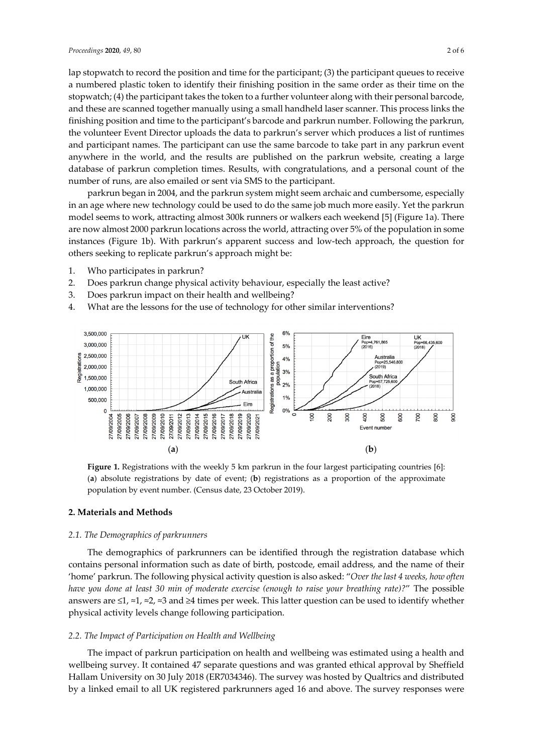lap stopwatch to record the position and time for the participant; (3) the participant queues to receive a numbered plastic token to identify their finishing position in the same order as their time on the stopwatch; (4) the participant takes the token to a further volunteer along with their personal barcode, and these are scanned together manually using a small handheld laser scanner. This process links the finishing position and time to the participant's barcode and parkrun number. Following the parkrun, the volunteer Event Director uploads the data to parkrun's server which produces a list of runtimes and participant names. The participant can use the same barcode to take part in any parkrun event anywhere in the world, and the results are published on the parkrun website, creating a large database of parkrun completion times. Results, with congratulations, and a personal count of the number of runs, are also emailed or sent via SMS to the participant.

parkrun began in 2004, and the parkrun system might seem archaic and cumbersome, especially in an age where new technology could be used to do the same job much more easily. Yet the parkrun model seems to work, attracting almost 300k runners or walkers each weekend [5] (Figure 1a). There are now almost 2000 parkrun locations across the world, attracting over 5% of the population in some instances (Figure 1b). With parkrun's apparent success and low-tech approach, the question for others seeking to replicate parkrun's approach might be:

1. Who participates in parkrun?
2. Does parkrun change physical activity behaviour, especially the least active?
3. Does parkrun impact on their health and wellbeing?
4. What are the lessons for the use of technology for other similar interventions?

(**a**) (**b**)

**Figure 1.** Registrations with the weekly 5 km parkrun in the four largest participating countries [6]: (**a**) absolute registrations by date of event; (**b**) registrations as a proportion of the approximate population by event number. (Census date, 23 October 2019).

## 2. Materials and Methods

### 2.1. The Demographics of parkrunners

The demographics of parkrunners can be identified through the registration database which contains personal information such as date of birth, postcode, email address, and the name of their 'home' parkrun. The following physical activity question is also asked: "*Over the last 4 weeks, how often have you done at least 30 min of moderate exercise (enough to raise your breathing rate)?*" The possible answers are ≤1, ≈1, ≈2, ≈3 and ≥4 times per week. This latter question can be used to identify whether physical activity levels change following participation.

### 2.2. The Impact of Participation on Health and Wellbeing

The impact of parkrun participation on health and wellbeing was estimated using a health and wellbeing survey. It contained 47 separate questions and was granted ethical approval by Sheffield Hallam University on 30 July 2018 (ER7034346). The survey was hosted by Qualtrics and distributed by a linked email to all UK registered parkrunners aged 16 and above. The survey responses were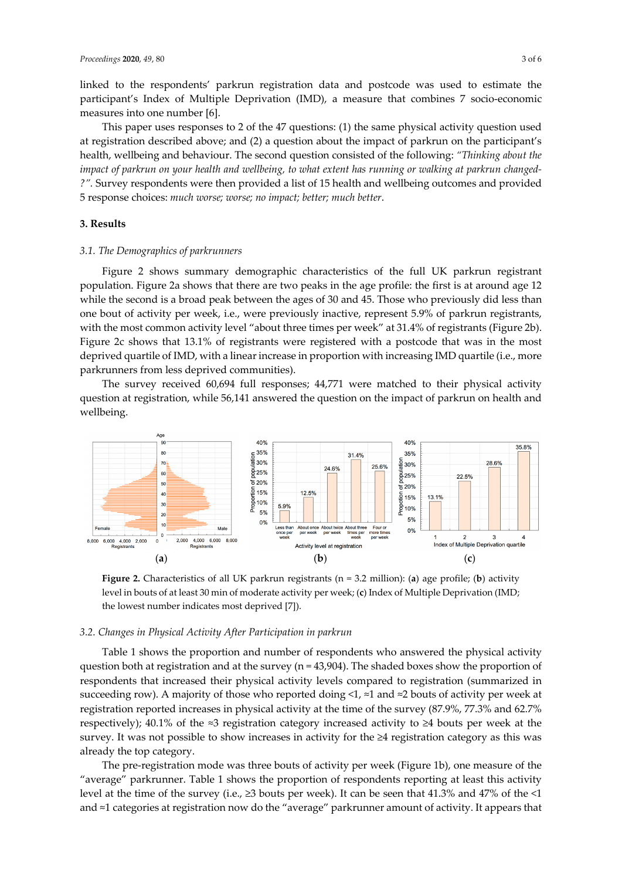linked to the respondents' parkrun registration data and postcode was used to estimate the participant's Index of Multiple Deprivation (IMD), a measure that combines 7 socio-economic measures into one number [6].

This paper uses responses to 2 of the 47 questions: (1) the same physical activity question used at registration described above; and (2) a question about the impact of parkrun on the participant's health, wellbeing and behaviour. The second question consisted of the following: *"Thinking about the impact of parkrun on your health and wellbeing, to what extent has running or walking at parkrun changed-?"*. Survey respondents were then provided a list of 15 health and wellbeing outcomes and provided 5 response choices: *much worse; worse; no impact; better; much better*.

## 3. Results

### 3.1. The Demographics of parkrunners

Figure 2 shows summary demographic characteristics of the full UK parkrun registrant population. Figure 2a shows that there are two peaks in the age profile: the first is at around age 12 while the second is a broad peak between the ages of 30 and 45. Those who previously did less than one bout of activity per week, i.e., were previously inactive, represent 5.9% of parkrun registrants, with the most common activity level "about three times per week" at 31.4% of registrants (Figure 2b). Figure 2c shows that 13.1% of registrants were registered with a postcode that was in the most deprived quartile of IMD, with a linear increase in proportion with increasing IMD quartile (i.e., more parkrunners from less deprived communities).

The survey received 60,694 full responses; 44,771 were matched to their physical activity question at registration, while 56,141 answered the question on the impact of parkrun on health and wellbeing.

**Figure 2.** Characteristics of all UK parkrun registrants (n = 3.2 million): (**a**) age profile; (**b**) activity level in bouts of at least 30 min of moderate activity per week; (**c**) Index of Multiple Deprivation (IMD; the lowest number indicates most deprived [7]).

### 3.2. Changes in Physical Activity After Participation in parkrun

Table 1 shows the proportion and number of respondents who answered the physical activity question both at registration and at the survey (n = 43,904). The shaded boxes show the proportion of respondents that increased their physical activity levels compared to registration (summarized in succeeding row). A majority of those who reported doing <1, ≈1 and ≈2 bouts of activity per week at registration reported increases in physical activity at the time of the survey (87.9%, 77.3% and 62.7% respectively); 40.1% of the ≈3 registration category increased activity to ≥4 bouts per week at the survey. It was not possible to show increases in activity for the ≥4 registration category as this was already the top category.

The pre-registration mode was three bouts of activity per week (Figure 1b), one measure of the "average" parkrunner. Table 1 shows the proportion of respondents reporting at least this activity level at the time of the survey (i.e., ≥3 bouts per week). It can be seen that 41.3% and 47% of the <1 and ≈1 categories at registration now do the "average" parkrunner amount of activity. It appears that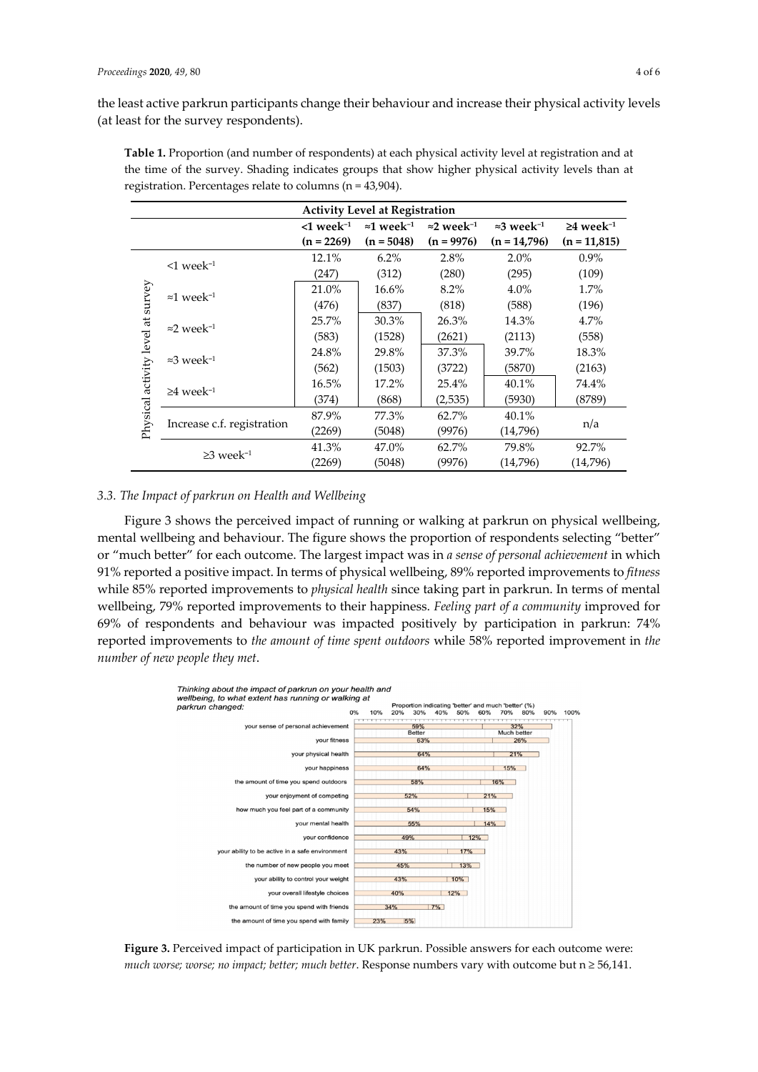the least active parkrun participants change their behaviour and increase their physical activity levels (at least for the survey respondents).

**Table 1.** Proportion (and number of respondents) at each physical activity level at registration and at the time of the survey. Shading indicates groups that show higher physical activity levels than at registration. Percentages relate to columns (n = 43,904).

| | | Activity Level at Registration | | | | |
|---|---|---|---|---|---|---|
| | | <1 week$^{-1}$ (n = 2269) | ≈1 week$^{-1}$ (n = 5048) | ≈2 week$^{-1}$ (n = 9976) | ≈3 week$^{-1}$ (n = 14,796) | ≥4 week$^{-1}$ (n = 11,815) |
| Physical activity level at survey | <1 week$^{-1}$ | 12.1% (247) | 6.2% (312) | 2.8% (280) | 2.0% (295) | 0.9% (109) |
| | ≈1 week$^{-1}$ | 21.0% (476) | 16.6% (837) | 8.2% (818) | 4.0% (588) | 1.7% (196) |
| | ≈2 week$^{-1}$ | 25.7% (583) | 30.3% (1528) | 26.3% (2621) | 14.3% (2113) | 4.7% (558) |
| | ≈3 week$^{-1}$ | 24.8% (562) | 29.8% (1503) | 37.3% (3722) | 39.7% (5870) | 18.3% (2163) |
| | ≥4 week$^{-1}$ | 16.5% (374) | 17.2% (868) | 25.4% (2,535) | 40.1% (5930) | 74.4% (8789) |
| | Increase c.f. registration | 87.9% (2269) | 77.3% (5048) | 62.7% (9976) | 40.1% (14,796) | n/a |
| | ≥3 week$^{-1}$ | 41.3% (2269) | 47.0% (5048) | 62.7% (9976) | 79.8% (14,796) | 92.7% (14,796) |

### 3.3. The Impact of parkrun on Health and Wellbeing

Figure 3 shows the perceived impact of running or walking at parkrun on physical wellbeing, mental wellbeing and behaviour. The figure shows the proportion of respondents selecting "better" or "much better" for each outcome. The largest impact was in *a sense of personal achievement* in which 91% reported a positive impact. In terms of physical wellbeing, 89% reported improvements to *fitness* while 85% reported improvements to *physical health* since taking part in parkrun. In terms of mental wellbeing, 79% reported improvements to their happiness. *Feeling part of a community* improved for 69% of respondents and behaviour was impacted positively by participation in parkrun: 74% reported improvements to *the amount of time spent outdoors* while 58% reported improvement in *the number of new people they met*.

**Figure 3.** Perceived impact of participation in UK parkrun. Possible answers for each outcome were: *much worse; worse; no impact; better; much better*. Response numbers vary with outcome but n ≥ 56,141.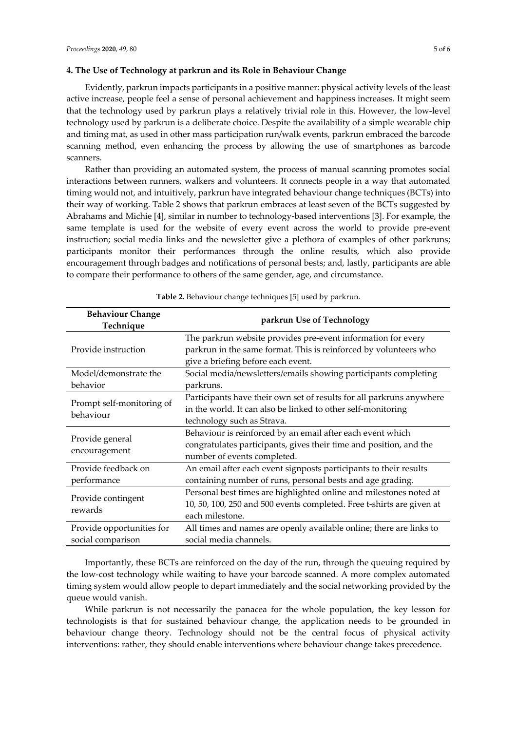## 4. The Use of Technology at parkrun and its Role in Behaviour Change

Evidently, parkrun impacts participants in a positive manner: physical activity levels of the least active increase, people feel a sense of personal achievement and happiness increases. It might seem that the technology used by parkrun plays a relatively trivial role in this. However, the low-level technology used by parkrun is a deliberate choice. Despite the availability of a simple wearable chip and timing mat, as used in other mass participation run/walk events, parkrun embraced the barcode scanning method, even enhancing the process by allowing the use of smartphones as barcode scanners.

Rather than providing an automated system, the process of manual scanning promotes social interactions between runners, walkers and volunteers. It connects people in a way that automated timing would not, and intuitively, parkrun have integrated behaviour change techniques (BCTs) into their way of working. Table 2 shows that parkrun embraces at least seven of the BCTs suggested by Abrahams and Michie [4], similar in number to technology-based interventions [3]. For example, the same template is used for the website of every event across the world to provide pre-event instruction; social media links and the newsletter give a plethora of examples of other parkruns; participants monitor their performances through the online results, which also provide encouragement through badges and notifications of personal bests; and, lastly, participants are able to compare their performance to others of the same gender, age, and circumstance.

**Table 2.** Behaviour change techniques [5] used by parkrun.

| Behaviour Change Technique | parkrun Use of Technology |
|---|---|
| Provide instruction | The parkrun website provides pre-event information for every parkrun in the same format. This is reinforced by volunteers who give a briefing before each event. |
| Model/demonstrate the behavior | Social media/newsletters/emails showing participants completing parkruns. |
| Prompt self-monitoring of behaviour | Participants have their own set of results for all parkruns anywhere in the world. It can also be linked to other self-monitoring technology such as Strava. |
| Provide general encouragement | Behaviour is reinforced by an email after each event which congratulates participants, gives their time and position, and the number of events completed. |
| Provide feedback on performance | An email after each event signposts participants to their results containing number of runs, personal bests and age grading. |
| Provide contingent rewards | Personal best times are highlighted online and milestones noted at 10, 50, 100, 250 and 500 events completed. Free t-shirts are given at each milestone. |
| Provide opportunities for social comparison | All times and names are openly available online; there are links to social media channels. |

Importantly, these BCTs are reinforced on the day of the run, through the queuing required by the low-cost technology while waiting to have your barcode scanned. A more complex automated timing system would allow people to depart immediately and the social networking provided by the queue would vanish.

While parkrun is not necessarily the panacea for the whole population, the key lesson for technologists is that for sustained behaviour change, the application needs to be grounded in behaviour change theory. Technology should not be the central focus of physical activity interventions: rather, they should enable interventions where behaviour change takes precedence.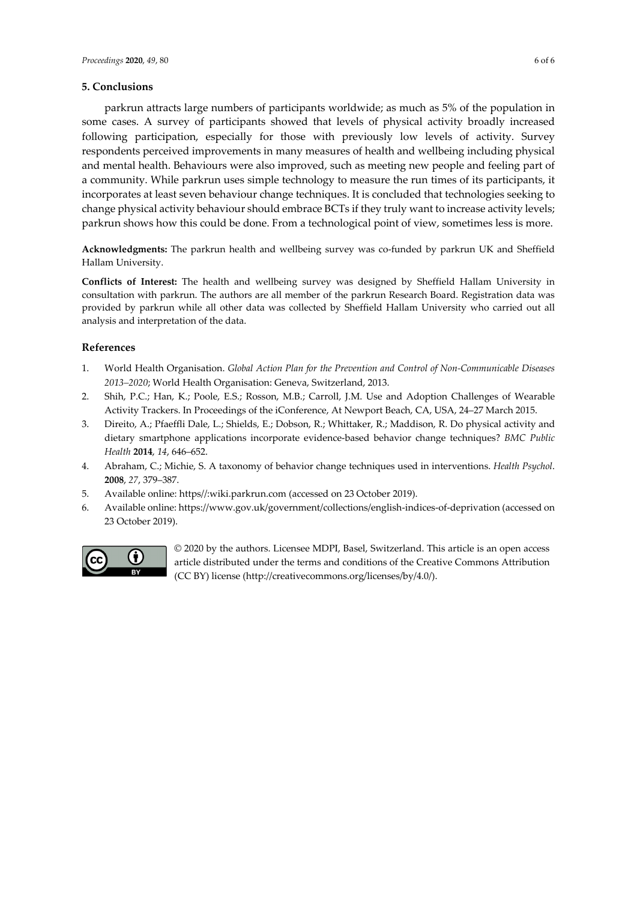## 5. Conclusions

parkrun attracts large numbers of participants worldwide; as much as 5% of the population in some cases. A survey of participants showed that levels of physical activity broadly increased following participation, especially for those with previously low levels of activity. Survey respondents perceived improvements in many measures of health and wellbeing including physical and mental health. Behaviours were also improved, such as meeting new people and feeling part of a community. While parkrun uses simple technology to measure the run times of its participants, it incorporates at least seven behaviour change techniques. It is concluded that technologies seeking to change physical activity behaviour should embrace BCTs if they truly want to increase activity levels; parkrun shows how this could be done. From a technological point of view, sometimes less is more.

**Acknowledgments:** The parkrun health and wellbeing survey was co-funded by parkrun UK and Sheffield Hallam University.

**Conflicts of Interest:** The health and wellbeing survey was designed by Sheffield Hallam University in consultation with parkrun. The authors are all member of the parkrun Research Board. Registration data was provided by parkrun while all other data was collected by Sheffield Hallam University who carried out all analysis and interpretation of the data.

## References

1. World Health Organisation. *Global Action Plan for the Prevention and Control of Non-Communicable Diseases 2013–2020*; World Health Organisation: Geneva, Switzerland, 2013.
2. Shih, P.C.; Han, K.; Poole, E.S.; Rosson, M.B.; Carroll, J.M. Use and Adoption Challenges of Wearable Activity Trackers. In Proceedings of the iConference, At Newport Beach, CA, USA, 24–27 March 2015.
3. Direito, A.; Pfaeffli Dale, L.; Shields, E.; Dobson, R.; Whittaker, R.; Maddison, R. Do physical activity and dietary smartphone applications incorporate evidence-based behavior change techniques? *BMC Public Health* **2014**, *14*, 646–652.
4. Abraham, C.; Michie, S. A taxonomy of behavior change techniques used in interventions. *Health Psychol*. **2008**, *27*, 379–387.
5. Available online: https//:wiki.parkrun.com (accessed on 23 October 2019).
6. Available online: https://www.gov.uk/government/collections/english-indices-of-deprivation (accessed on 23 October 2019).

© 2020 by the authors. Licensee MDPI, Basel, Switzerland. This article is an open access article distributed under the terms and conditions of the Creative Commons Attribution (CC BY) license (http://creativecommons.org/licenses/by/4.0/).